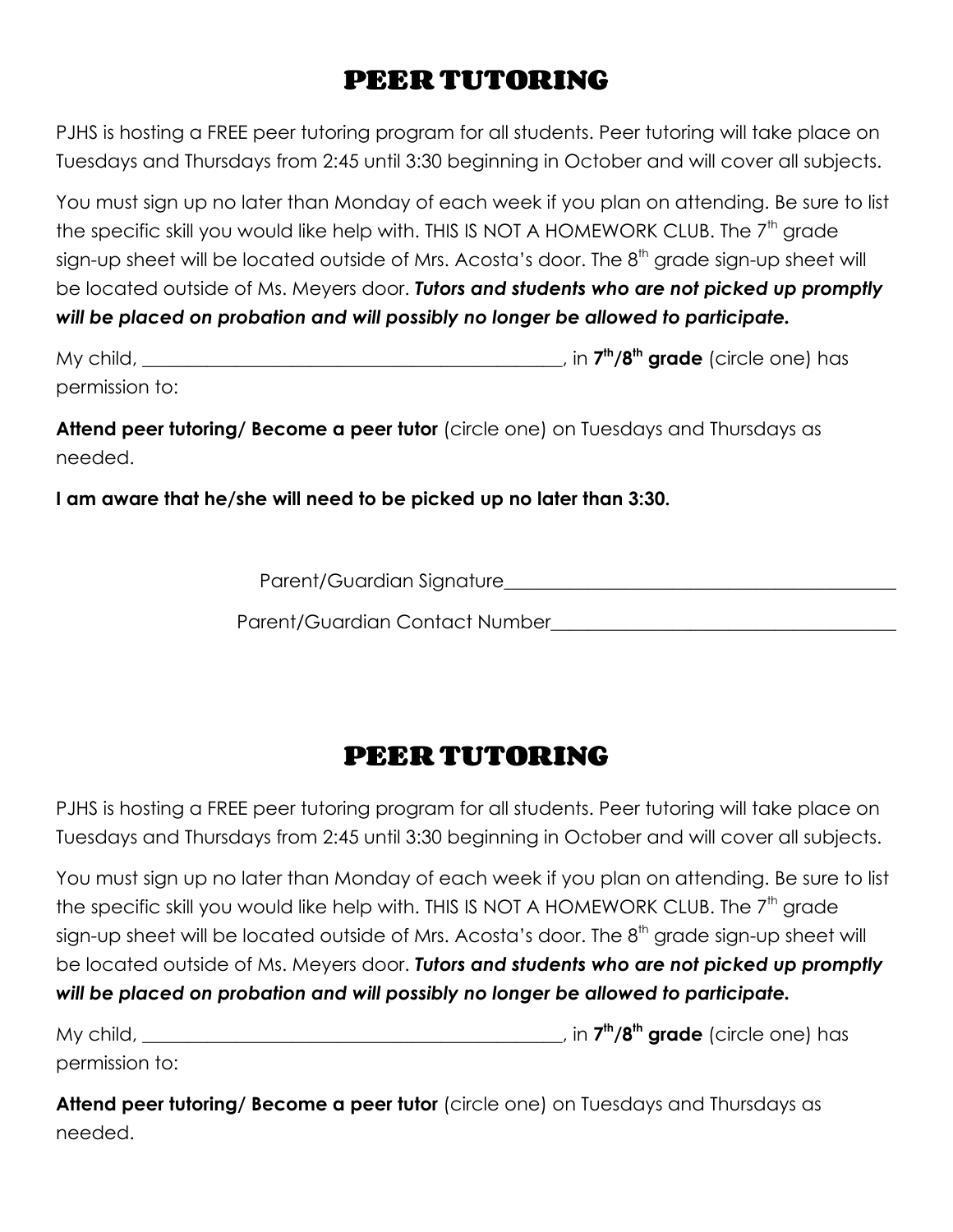# PEER TUTORING

PJHS is hosting a FREE peer tutoring program for all students. Peer tutoring will take place on Tuesdays and Thursdays from 2:45 until 3:30 beginning in October and will cover all subjects.

You must sign up no later than Monday of each week if you plan on attending. Be sure to list the specific skill you would like help with. THIS IS NOT A HOMEWORK CLUB. The 7th grade sign-up sheet will be located outside of Mrs. Acosta's door. The 8th grade sign-up sheet will be located outside of Ms. Meyers door. ***Tutors and students who are not picked up promptly will be placed on probation and will possibly no longer be allowed to participate.***

My child, _____________________________________________, in **7th/8th grade** (circle one) has permission to:

**Attend peer tutoring/ Become a peer tutor** (circle one) on Tuesdays and Thursdays as needed.

**I am aware that he/she will need to be picked up no later than 3:30.**

Parent/Guardian Signature___________________________________________

Parent/Guardian Contact Number____________________________________

# PEER TUTORING

PJHS is hosting a FREE peer tutoring program for all students. Peer tutoring will take place on Tuesdays and Thursdays from 2:45 until 3:30 beginning in October and will cover all subjects.

You must sign up no later than Monday of each week if you plan on attending. Be sure to list the specific skill you would like help with. THIS IS NOT A HOMEWORK CLUB. The 7th grade sign-up sheet will be located outside of Mrs. Acosta's door. The 8th grade sign-up sheet will be located outside of Ms. Meyers door. ***Tutors and students who are not picked up promptly will be placed on probation and will possibly no longer be allowed to participate.***

My child, _____________________________________________, in **7th/8th grade** (circle one) has permission to:

**Attend peer tutoring/ Become a peer tutor** (circle one) on Tuesdays and Thursdays as needed.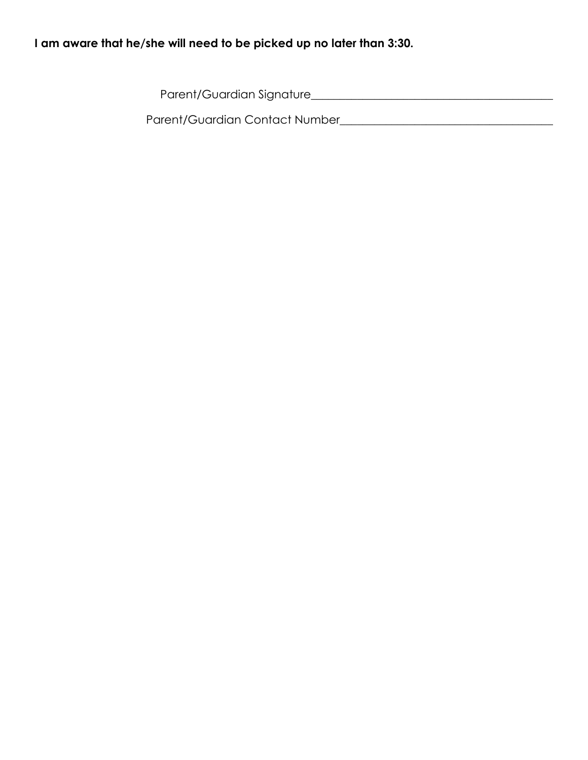**I am aware that he/she will need to be picked up no later than 3:30.**

Parent/Guardian Signature_________________________________________

Parent/Guardian Contact Number____________________________________